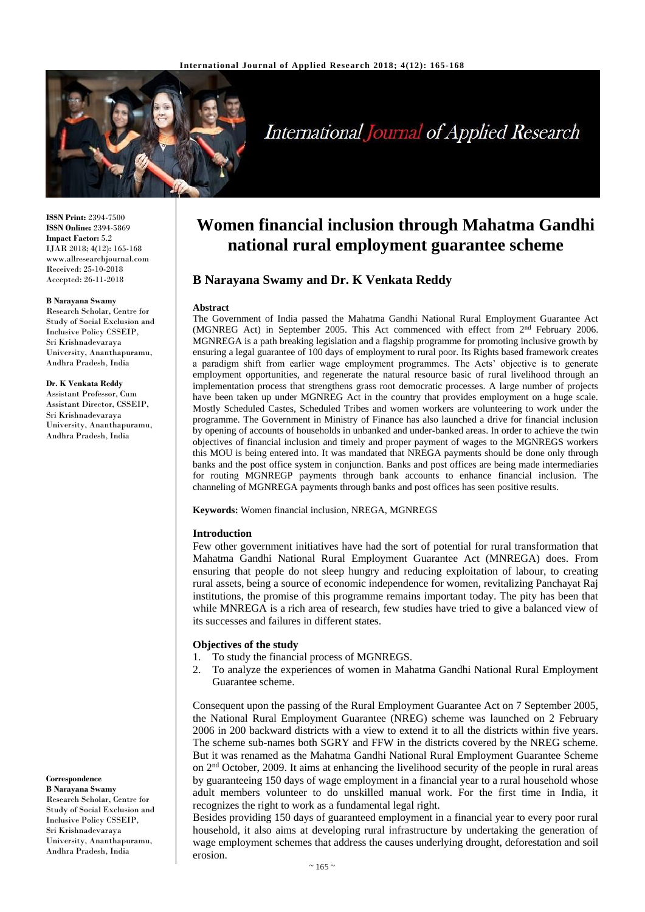# Women financial inclusion through Mahatma Gandhi national rural employment guarantee scheme

**B Narayana Swamy and Dr. K Venkata Reddy**

**ISSN Print:** 2394-7500
**ISSN Online:** 2394-5869
**Impact Factor:** 5.2
IJAR 2018; 4(12): 165-168
www.allresearchjournal.com
Received: 25-10-2018
Accepted: 26-11-2018

**B Narayana Swamy**
Research Scholar, Centre for Study of Social Exclusion and Inclusive Policy CSSEIP, Sri Krishnadevaraya University, Ananthapuramu, Andhra Pradesh, India

**Dr. K Venkata Reddy**
Assistant Professor, Cum Assistant Director, CSSEIP, Sri Krishnadevaraya University, Ananthapuramu, Andhra Pradesh, India

**Correspondence**
**B Narayana Swamy**
Research Scholar, Centre for Study of Social Exclusion and Inclusive Policy CSSEIP, Sri Krishnadevaraya University, Ananthapuramu, Andhra Pradesh, India

**Abstract**

The Government of India passed the Mahatma Gandhi National Rural Employment Guarantee Act (MGNREG Act) in September 2005. This Act commenced with effect from 2nd February 2006. MGNREGA is a path breaking legislation and a flagship programme for promoting inclusive growth by ensuring a legal guarantee of 100 days of employment to rural poor. Its Rights based framework creates a paradigm shift from earlier wage employment programmes. The Acts' objective is to generate employment opportunities, and regenerate the natural resource basic of rural livelihood through an implementation process that strengthens grass root democratic processes. A large number of projects have been taken up under MGNREG Act in the country that provides employment on a huge scale. Mostly Scheduled Castes, Scheduled Tribes and women workers are volunteering to work under the programme. The Government in Ministry of Finance has also launched a drive for financial inclusion by opening of accounts of households in unbanked and under-banked areas. In order to achieve the twin objectives of financial inclusion and timely and proper payment of wages to the MGNREGS workers this MOU is being entered into. It was mandated that NREGA payments should be done only through banks and the post office system in conjunction. Banks and post offices are being made intermediaries for routing MGNREGP payments through bank accounts to enhance financial inclusion. The channeling of MGNREGA payments through banks and post offices has seen positive results.

**Keywords:** Women financial inclusion, NREGA, MGNREGS

## Introduction

Few other government initiatives have had the sort of potential for rural transformation that Mahatma Gandhi National Rural Employment Guarantee Act (MNREGA) does. From ensuring that people do not sleep hungry and reducing exploitation of labour, to creating rural assets, being a source of economic independence for women, revitalizing Panchayat Raj institutions, the promise of this programme remains important today. The pity has been that while MNREGA is a rich area of research, few studies have tried to give a balanced view of its successes and failures in different states.

### Objectives of the study

1. To study the financial process of MGNREGS.
2. To analyze the experiences of women in Mahatma Gandhi National Rural Employment Guarantee scheme.

Consequent upon the passing of the Rural Employment Guarantee Act on 7 September 2005, the National Rural Employment Guarantee (NREG) scheme was launched on 2 February 2006 in 200 backward districts with a view to extend it to all the districts within five years. The scheme sub-names both SGRY and FFW in the districts covered by the NREG scheme. But it was renamed as the Mahatma Gandhi National Rural Employment Guarantee Scheme on 2nd October, 2009. It aims at enhancing the livelihood security of the people in rural areas by guaranteeing 150 days of wage employment in a financial year to a rural household whose adult members volunteer to do unskilled manual work. For the first time in India, it recognizes the right to work as a fundamental legal right.

Besides providing 150 days of guaranteed employment in a financial year to every poor rural household, it also aims at developing rural infrastructure by undertaking the generation of wage employment schemes that address the causes underlying drought, deforestation and soil erosion.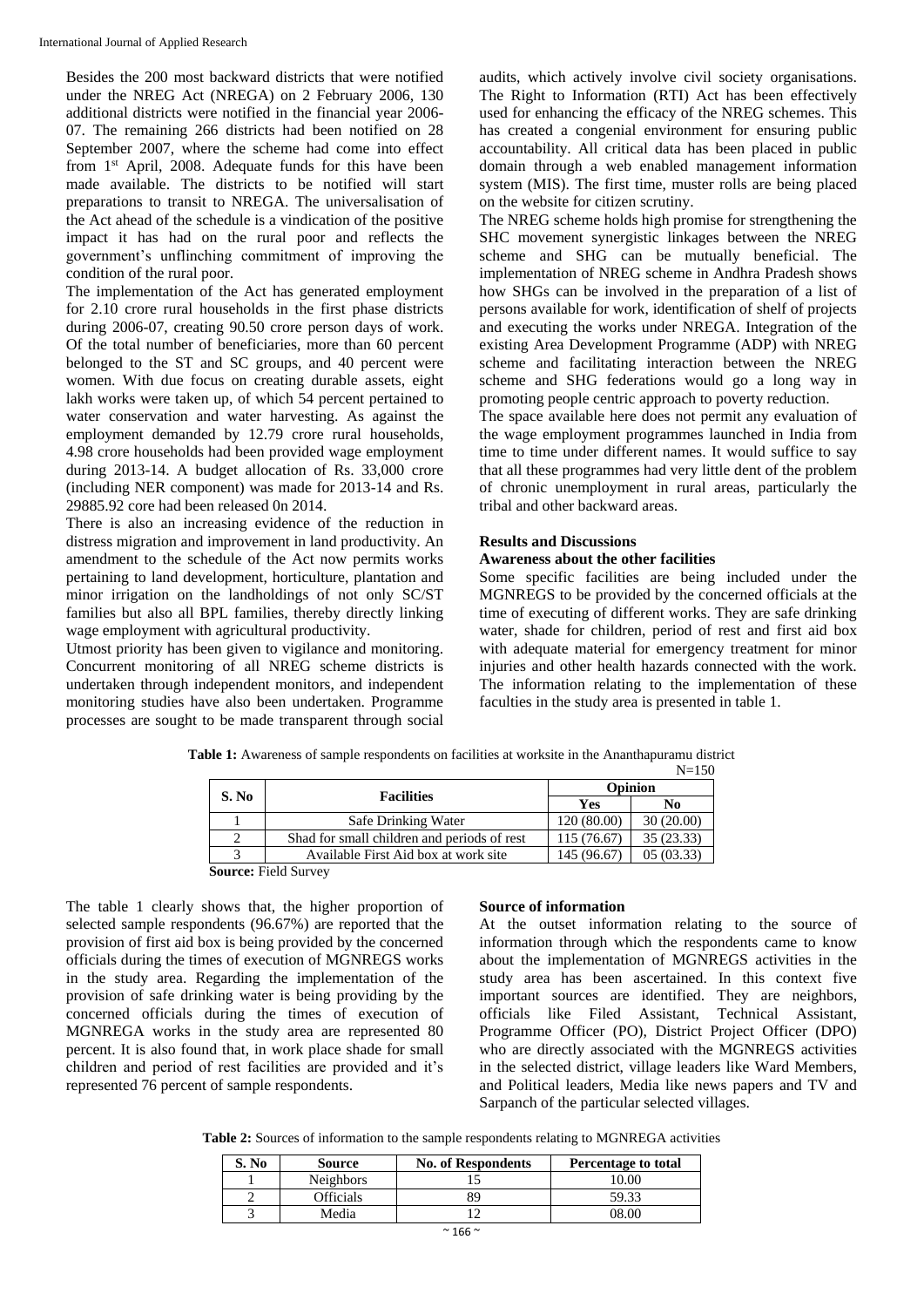Besides the 200 most backward districts that were notified under the NREG Act (NREGA) on 2 February 2006, 130 additional districts were notified in the financial year 2006-07. The remaining 266 districts had been notified on 28 September 2007, where the scheme had come into effect from 1st April, 2008. Adequate funds for this have been made available. The districts to be notified will start preparations to transit to NREGA. The universalisation of the Act ahead of the schedule is a vindication of the positive impact it has had on the rural poor and reflects the government's unflinching commitment of improving the condition of the rural poor.

The implementation of the Act has generated employment for 2.10 crore rural households in the first phase districts during 2006-07, creating 90.50 crore person days of work. Of the total number of beneficiaries, more than 60 percent belonged to the ST and SC groups, and 40 percent were women. With due focus on creating durable assets, eight lakh works were taken up, of which 54 percent pertained to water conservation and water harvesting. As against the employment demanded by 12.79 crore rural households, 4.98 crore households had been provided wage employment during 2013-14. A budget allocation of Rs. 33,000 crore (including NER component) was made for 2013-14 and Rs. 29885.92 core had been released 0n 2014.

There is also an increasing evidence of the reduction in distress migration and improvement in land productivity. An amendment to the schedule of the Act now permits works pertaining to land development, horticulture, plantation and minor irrigation on the landholdings of not only SC/ST families but also all BPL families, thereby directly linking wage employment with agricultural productivity.

Utmost priority has been given to vigilance and monitoring. Concurrent monitoring of all NREG scheme districts is undertaken through independent monitors, and independent monitoring studies have also been undertaken. Programme processes are sought to be made transparent through social audits, which actively involve civil society organisations. The Right to Information (RTI) Act has been effectively used for enhancing the efficacy of the NREG schemes. This has created a congenial environment for ensuring public accountability. All critical data has been placed in public domain through a web enabled management information system (MIS). The first time, muster rolls are being placed on the website for citizen scrutiny.

The NREG scheme holds high promise for strengthening the SHC movement synergistic linkages between the NREG scheme and SHG can be mutually beneficial. The implementation of NREG scheme in Andhra Pradesh shows how SHGs can be involved in the preparation of a list of persons available for work, identification of shelf of projects and executing the works under NREGA. Integration of the existing Area Development Programme (ADP) with NREG scheme and facilitating interaction between the NREG scheme and SHG federations would go a long way in promoting people centric approach to poverty reduction.

The space available here does not permit any evaluation of the wage employment programmes launched in India from time to time under different names. It would suffice to say that all these programmes had very little dent of the problem of chronic unemployment in rural areas, particularly the tribal and other backward areas.

## Results and Discussions

### Awareness about the other facilities

Some specific facilities are being included under the MGNREGS to be provided by the concerned officials at the time of executing of different works. They are safe drinking water, shade for children, period of rest and first aid box with adequate material for emergency treatment for minor injuries and other health hazards connected with the work. The information relating to the implementation of these faculties in the study area is presented in table 1.

**Table 1:** Awareness of sample respondents on facilities at worksite in the Ananthapuramu district

N=150

| S. No | Facilities | Opinion | |
|---|---|---|---|
| | | Yes | No |
| 1 | Safe Drinking Water | 120 (80.00) | 30 (20.00) |
| 2 | Shad for small children and periods of rest | 115 (76.67) | 35 (23.33) |
| 3 | Available First Aid box at work site | 145 (96.67) | 05 (03.33) |

**Source:** Field Survey

The table 1 clearly shows that, the higher proportion of selected sample respondents (96.67%) are reported that the provision of first aid box is being provided by the concerned officials during the times of execution of MGNREGS works in the study area. Regarding the implementation of the provision of safe drinking water is being providing by the concerned officials during the times of execution of MGNREGA works in the study area are represented 80 percent. It is also found that, in work place shade for small children and period of rest facilities are provided and it's represented 76 percent of sample respondents.

### Source of information

At the outset information relating to the source of information through which the respondents came to know about the implementation of MGNREGS activities in the study area has been ascertained. In this context five important sources are identified. They are neighbors, officials like Filed Assistant, Technical Assistant, Programme Officer (PO), District Project Officer (DPO) who are directly associated with the MGNREGS activities in the selected district, village leaders like Ward Members, and Political leaders, Media like news papers and TV and Sarpanch of the particular selected villages.

**Table 2:** Sources of information to the sample respondents relating to MGNREGA activities

| S. No | Source | No. of Respondents | Percentage to total |
|---|---|---|---|
| 1 | Neighbors | 15 | 10.00 |
| 2 | Officials | 89 | 59.33 |
| 3 | Media | 12 | 08.00 |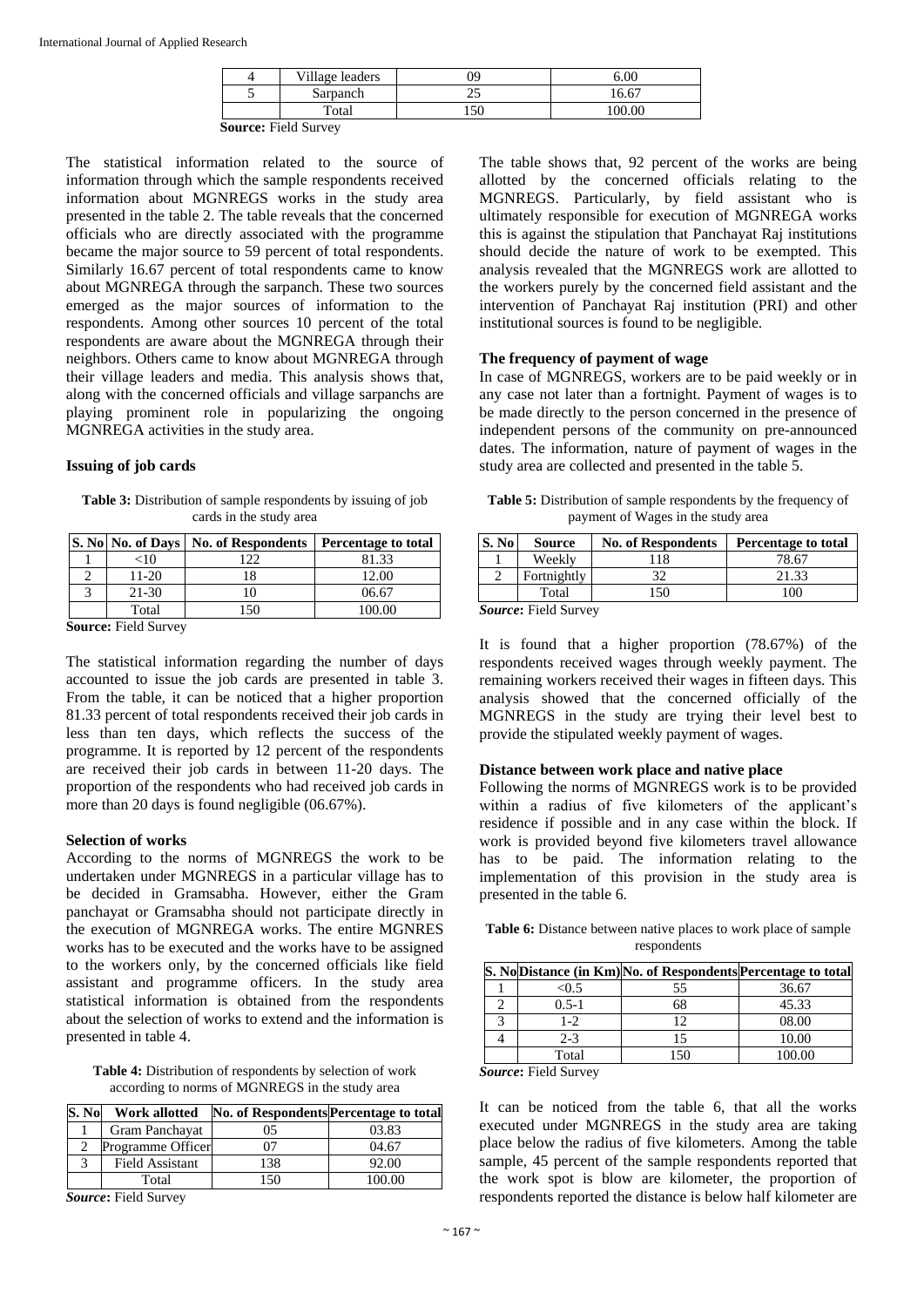| 4 | Village leaders | 09 | 6.00 |
|---|---|---|---|
| 5 | Sarpanch | 25 | 16.67 |
| | Total | 150 | 100.00 |

**Source:** Field Survey

The statistical information related to the source of information through which the sample respondents received information about MGNREGS works in the study area presented in the table 2. The table reveals that the concerned officials who are directly associated with the programme became the major source to 59 percent of total respondents. Similarly 16.67 percent of total respondents came to know about MGNREGA through the sarpanch. These two sources emerged as the major sources of information to the respondents. Among other sources 10 percent of the total respondents are aware about the MGNREGA through their neighbors. Others came to know about MGNREGA through their village leaders and media. This analysis shows that, along with the concerned officials and village sarpanchs are playing prominent role in popularizing the ongoing MGNREGA activities in the study area.

### Issuing of job cards

**Table 3:** Distribution of sample respondents by issuing of job cards in the study area

| S. No | No. of Days | No. of Respondents | Percentage to total |
|---|---|---|---|
| 1 | <10 | 122 | 81.33 |
| 2 | 11-20 | 18 | 12.00 |
| 3 | 21-30 | 10 | 06.67 |
| | Total | 150 | 100.00 |

**Source:** Field Survey

The statistical information regarding the number of days accounted to issue the job cards are presented in table 3. From the table, it can be noticed that a higher proportion 81.33 percent of total respondents received their job cards in less than ten days, which reflects the success of the programme. It is reported by 12 percent of the respondents are received their job cards in between 11-20 days. The proportion of the respondents who had received job cards in more than 20 days is found negligible (06.67%).

### Selection of works

According to the norms of MGNREGS the work to be undertaken under MGNREGS in a particular village has to be decided in Gramsabha. However, either the Gram panchayat or Gramsabha should not participate directly in the execution of MGNREGA works. The entire MGNRES works has to be executed and the works have to be assigned to the workers only, by the concerned officials like field assistant and programme officers. In the study area statistical information is obtained from the respondents about the selection of works to extend and the information is presented in table 4.

**Table 4:** Distribution of respondents by selection of work according to norms of MGNREGS in the study area

| S. No | Work allotted | No. of Respondents | Percentage to total |
|---|---|---|---|
| 1 | Gram Panchayat | 05 | 03.83 |
| 2 | Programme Officer | 07 | 04.67 |
| 3 | Field Assistant | 138 | 92.00 |
| | Total | 150 | 100.00 |

***Source*:** Field Survey

The table shows that, 92 percent of the works are being allotted by the concerned officials relating to the MGNREGS. Particularly, by field assistant who is ultimately responsible for execution of MGNREGA works this is against the stipulation that Panchayat Raj institutions should decide the nature of work to be exempted. This analysis revealed that the MGNREGS work are allotted to the workers purely by the concerned field assistant and the intervention of Panchayat Raj institution (PRI) and other institutional sources is found to be negligible.

### The frequency of payment of wage

In case of MGNREGS, workers are to be paid weekly or in any case not later than a fortnight. Payment of wages is to be made directly to the person concerned in the presence of independent persons of the community on pre-announced dates. The information, nature of payment of wages in the study area are collected and presented in the table 5.

**Table 5:** Distribution of sample respondents by the frequency of payment of Wages in the study area

| S. No | Source | No. of Respondents | Percentage to total |
|---|---|---|---|
| 1 | Weekly | 118 | 78.67 |
| 2 | Fortnightly | 32 | 21.33 |
| | Total | 150 | 100 |

***Source*:** Field Survey

It is found that a higher proportion (78.67%) of the respondents received wages through weekly payment. The remaining workers received their wages in fifteen days. This analysis showed that the concerned officially of the MGNREGS in the study are trying their level best to provide the stipulated weekly payment of wages.

### Distance between work place and native place

Following the norms of MGNREGS work is to be provided within a radius of five kilometers of the applicant's residence if possible and in any case within the block. If work is provided beyond five kilometers travel allowance has to be paid. The information relating to the implementation of this provision in the study area is presented in the table 6.

**Table 6:** Distance between native places to work place of sample respondents

| S. No | Distance (in Km) | No. of Respondents | Percentage to total |
|---|---|---|---|
| 1 | <0.5 | 55 | 36.67 |
| 2 | 0.5-1 | 68 | 45.33 |
| 3 | 1-2 | 12 | 08.00 |
| 4 | 2-3 | 15 | 10.00 |
| | Total | 150 | 100.00 |

***Source*:** Field Survey

It can be noticed from the table 6, that all the works executed under MGNREGS in the study area are taking place below the radius of five kilometers. Among the table sample, 45 percent of the sample respondents reported that the work spot is blow are kilometer, the proportion of respondents reported the distance is below half kilometer are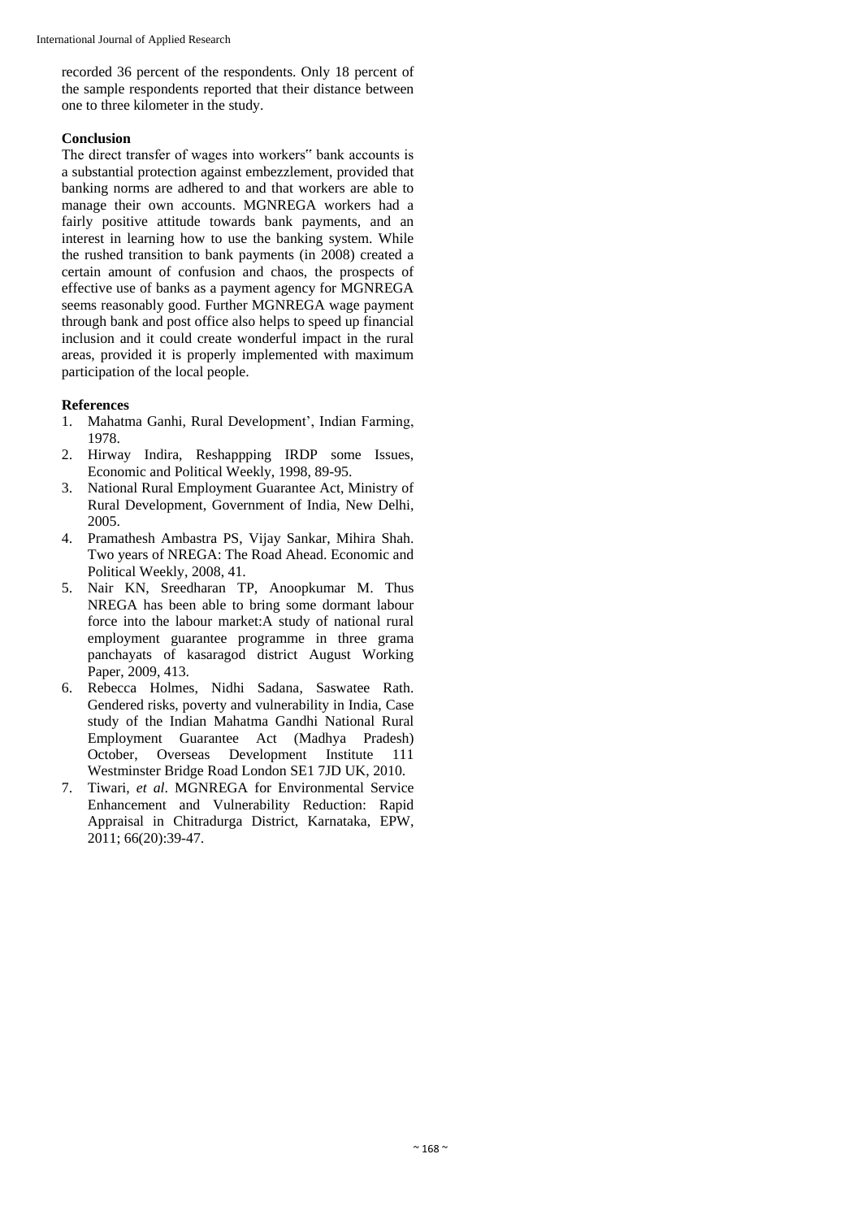recorded 36 percent of the respondents. Only 18 percent of the sample respondents reported that their distance between one to three kilometer in the study.

## Conclusion

The direct transfer of wages into workers" bank accounts is a substantial protection against embezzlement, provided that banking norms are adhered to and that workers are able to manage their own accounts. MGNREGA workers had a fairly positive attitude towards bank payments, and an interest in learning how to use the banking system. While the rushed transition to bank payments (in 2008) created a certain amount of confusion and chaos, the prospects of effective use of banks as a payment agency for MGNREGA seems reasonably good. Further MGNREGA wage payment through bank and post office also helps to speed up financial inclusion and it could create wonderful impact in the rural areas, provided it is properly implemented with maximum participation of the local people.

## References

1. Mahatma Ganhi, Rural Development', Indian Farming, 1978.
2. Hirway Indira, Reshappping IRDP some Issues, Economic and Political Weekly, 1998, 89-95.
3. National Rural Employment Guarantee Act, Ministry of Rural Development, Government of India, New Delhi, 2005.
4. Pramathesh Ambastra PS, Vijay Sankar, Mihira Shah. Two years of NREGA: The Road Ahead. Economic and Political Weekly, 2008, 41.
5. Nair KN, Sreedharan TP, Anoopkumar M. Thus NREGA has been able to bring some dormant labour force into the labour market:A study of national rural employment guarantee programme in three grama panchayats of kasaragod district August Working Paper, 2009, 413.
6. Rebecca Holmes, Nidhi Sadana, Saswatee Rath. Gendered risks, poverty and vulnerability in India, Case study of the Indian Mahatma Gandhi National Rural Employment Guarantee Act (Madhya Pradesh) October, Overseas Development Institute 111 Westminster Bridge Road London SE1 7JD UK, 2010.
7. Tiwari, *et al*. MGNREGA for Environmental Service Enhancement and Vulnerability Reduction: Rapid Appraisal in Chitradurga District, Karnataka, EPW, 2011; 66(20):39-47.